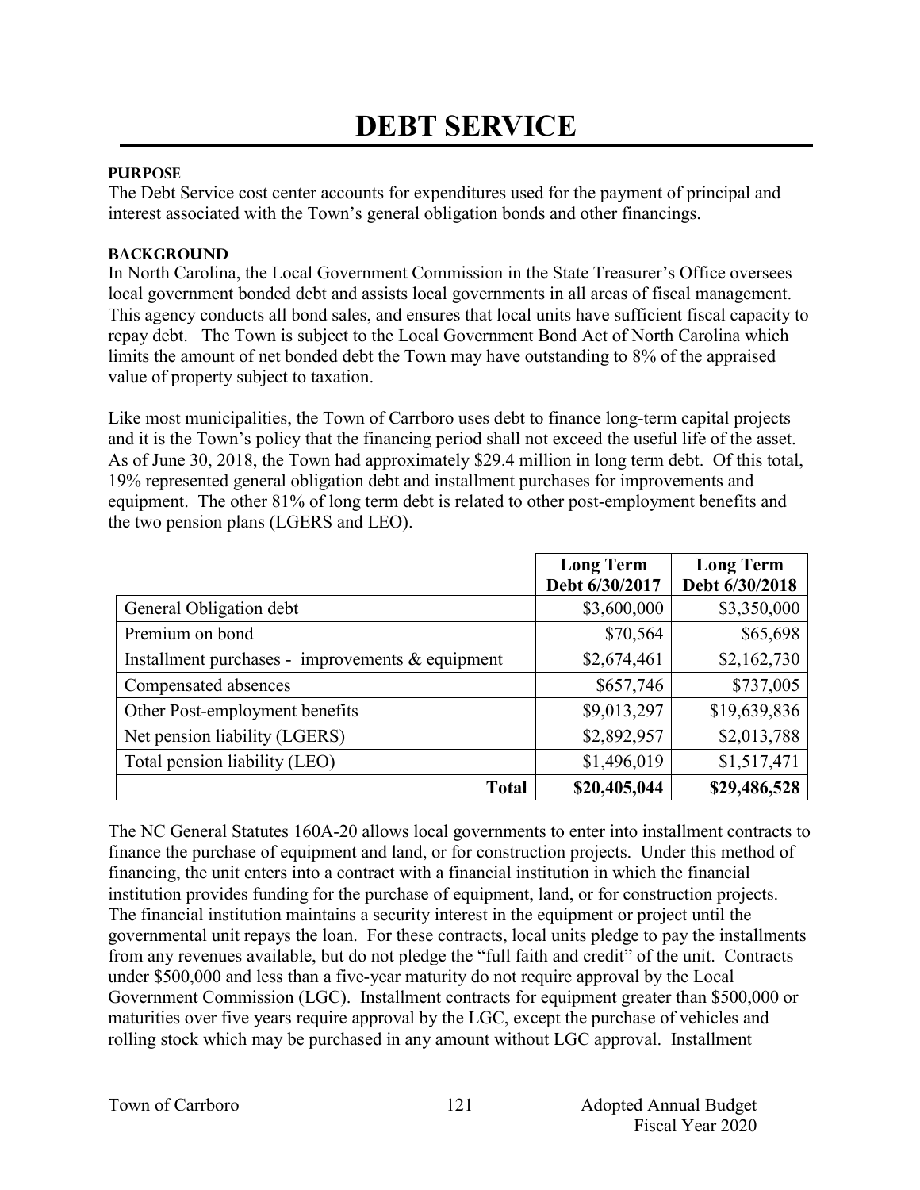# DEBT SERVICE

### PURPOSE

The Debt Service cost center accounts for expenditures used for the payment of principal and interest associated with the Town's general obligation bonds and other financings.

### BACKGROUND

In North Carolina, the Local Government Commission in the State Treasurer's Office oversees local government bonded debt and assists local governments in all areas of fiscal management. This agency conducts all bond sales, and ensures that local units have sufficient fiscal capacity to repay debt. The Town is subject to the Local Government Bond Act of North Carolina which limits the amount of net bonded debt the Town may have outstanding to 8% of the appraised value of property subject to taxation.

Like most municipalities, the Town of Carrboro uses debt to finance long-term capital projects and it is the Town's policy that the financing period shall not exceed the useful life of the asset. As of June 30, 2018, the Town had approximately $29.4 million in long term debt. Of this total, 19% represented general obligation debt and installment purchases for improvements and equipment. The other 81% of long term debt is related to other post-employment benefits and the two pension plans (LGERS and LEO).

| | Long Term Debt 6/30/2017 | Long Term Debt 6/30/2018 |
|---|---:|---:|
| General Obligation debt | $3,600,000 | $3,350,000 |
| Premium on bond | $70,564 | $65,698 |
| Installment purchases - improvements & equipment | $2,674,461 | $2,162,730 |
| Compensated absences | $657,746 | $737,005 |
| Other Post-employment benefits | $9,013,297 | $19,639,836 |
| Net pension liability (LGERS) | $2,892,957 | $2,013,788 |
| Total pension liability (LEO) | $1,496,019 | $1,517,471 |
| **Total** | **$20,405,044** | **$29,486,528** |

The NC General Statutes 160A-20 allows local governments to enter into installment contracts to finance the purchase of equipment and land, or for construction projects. Under this method of financing, the unit enters into a contract with a financial institution in which the financial institution provides funding for the purchase of equipment, land, or for construction projects. The financial institution maintains a security interest in the equipment or project until the governmental unit repays the loan. For these contracts, local units pledge to pay the installments from any revenues available, but do not pledge the "full faith and credit" of the unit. Contracts under $500,000 and less than a five-year maturity do not require approval by the Local Government Commission (LGC). Installment contracts for equipment greater than $500,000 or maturities over five years require approval by the LGC, except the purchase of vehicles and rolling stock which may be purchased in any amount without LGC approval. Installment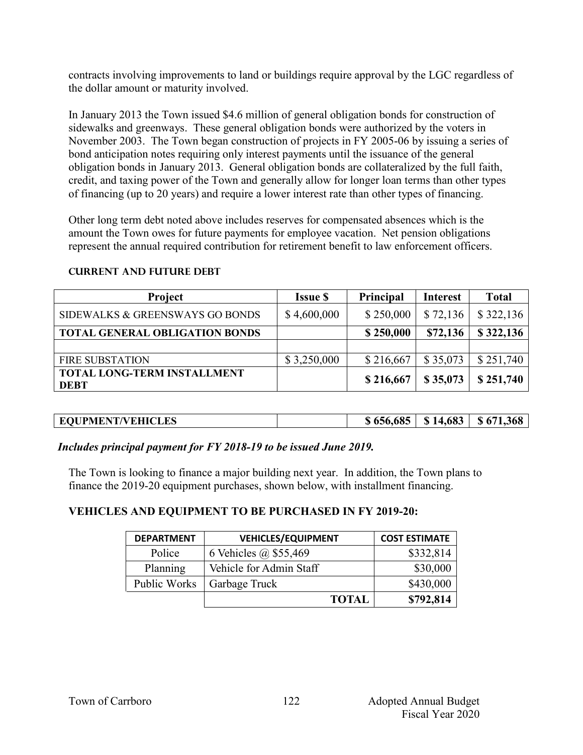contracts involving improvements to land or buildings require approval by the LGC regardless of the dollar amount or maturity involved.

In January 2013 the Town issued $4.6 million of general obligation bonds for construction of sidewalks and greenways. These general obligation bonds were authorized by the voters in November 2003. The Town began construction of projects in FY 2005-06 by issuing a series of bond anticipation notes requiring only interest payments until the issuance of the general obligation bonds in January 2013. General obligation bonds are collateralized by the full faith, credit, and taxing power of the Town and generally allow for longer loan terms than other types of financing (up to 20 years) and require a lower interest rate than other types of financing.

Other long term debt noted above includes reserves for compensated absences which is the amount the Town owes for future payments for employee vacation. Net pension obligations represent the annual required contribution for retirement benefit to law enforcement officers.

### CURRENT AND FUTURE DEBT

| Project | Issue $ | Principal | Interest | Total |
|---|---|---|---|---|
| SIDEWALKS & GREENSWAYS GO BONDS | $ 4,600,000 | $ 250,000 | $ 72,136 | $ 322,136 |
| **TOTAL GENERAL OBLIGATION BONDS** | | **$ 250,000** | **$72,136** | **$ 322,136** |
| | | | | |
| FIRE SUBSTATION | $ 3,250,000 | $ 216,667 | $ 35,073 | $ 251,740 |
| **TOTAL LONG-TERM INSTALLMENT DEBT** | | **$ 216,667** | **$ 35,073** | **$ 251,740** |

| | | | | |
|---|---|---|---|---|
| **EQUPMENT/VEHICLES** | | **$ 656,685** | **$ 14,683** | **$ 671,368** |

***Includes principal payment for FY 2018-19 to be issued June 2019.***

The Town is looking to finance a major building next year. In addition, the Town plans to finance the 2019-20 equipment purchases, shown below, with installment financing.

### VEHICLES AND EQUIPMENT TO BE PURCHASED IN FY 2019-20:

| DEPARTMENT | VEHICLES/EQUIPMENT | COST ESTIMATE |
|---|---|---|
| Police | 6 Vehicles @ $55,469 | $332,814 |
| Planning | Vehicle for Admin Staff | $30,000 |
| Public Works | Garbage Truck | $430,000 |
| | **TOTAL** | **$792,814** |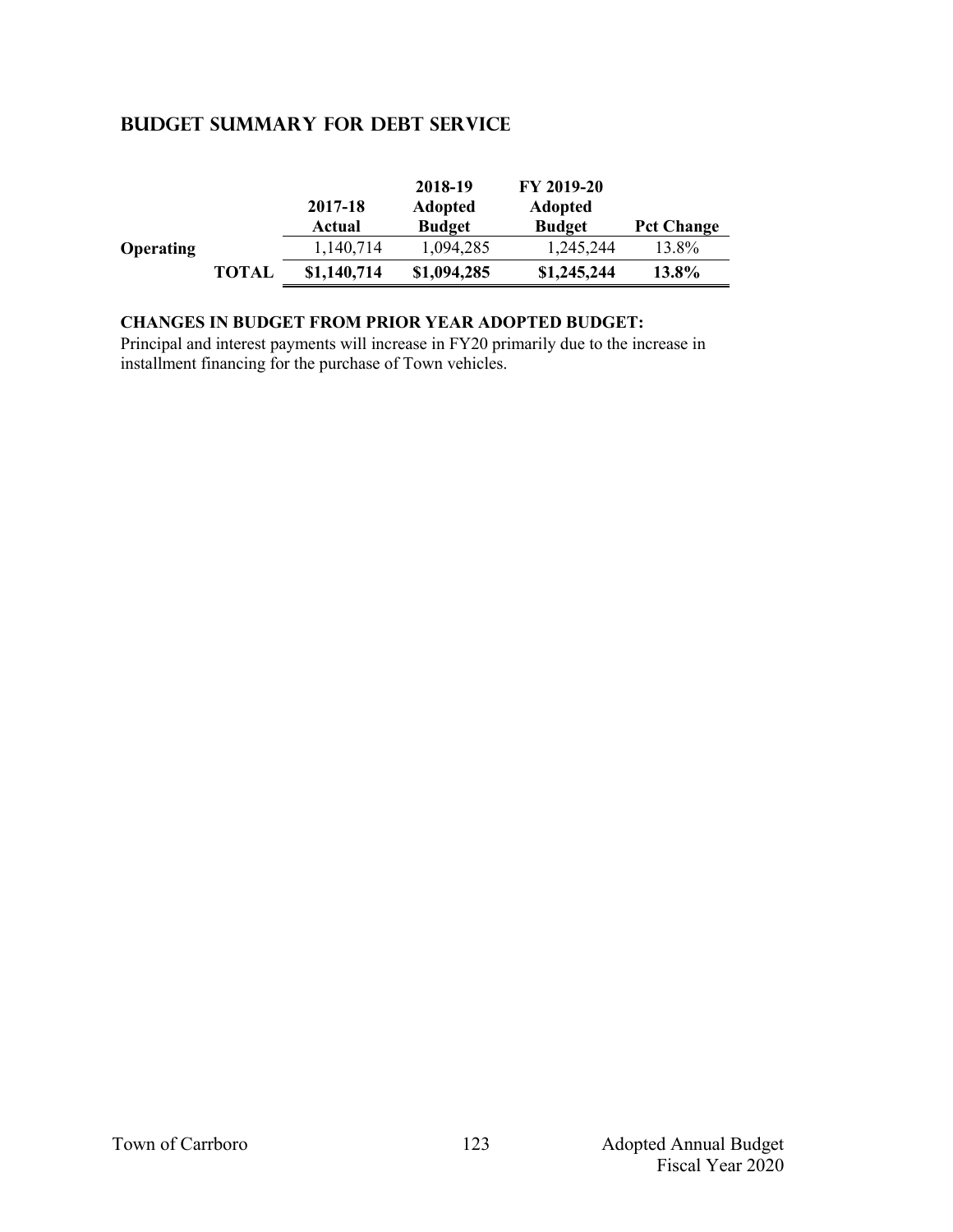## BUDGET SUMMARY FOR DEBT SERVICE

| | | 2017-18 Actual | 2018-19 Adopted Budget | FY 2019-20 Adopted Budget | Pct Change |
|---|---|---|---|---|---|
| **Operating** | | 1,140,714 | 1,094,285 | 1,245,244 | 13.8% |
| | **TOTAL** | **$1,140,714** | **$1,094,285** | **$1,245,244** | **13.8%** |

**CHANGES IN BUDGET FROM PRIOR YEAR ADOPTED BUDGET:**

Principal and interest payments will increase in FY20 primarily due to the increase in installment financing for the purchase of Town vehicles.